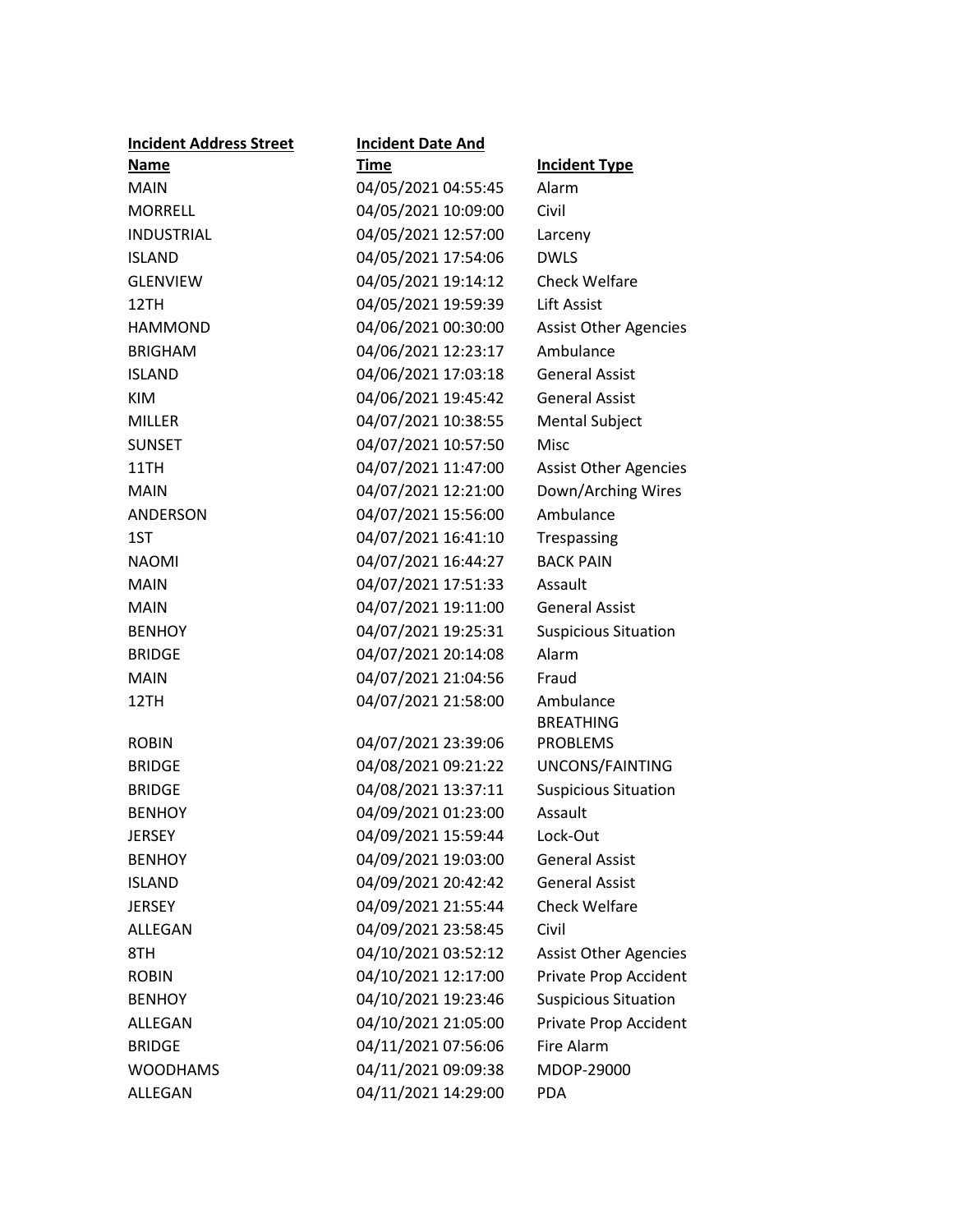| Incident Address Street Name | Incident Date And Time | Incident Type |
|---|---|---|
| MAIN | 04/05/2021 04:55:45 | Alarm |
| MORRELL | 04/05/2021 10:09:00 | Civil |
| INDUSTRIAL | 04/05/2021 12:57:00 | Larceny |
| ISLAND | 04/05/2021 17:54:06 | DWLS |
| GLENVIEW | 04/05/2021 19:14:12 | Check Welfare |
| 12TH | 04/05/2021 19:59:39 | Lift Assist |
| HAMMOND | 04/06/2021 00:30:00 | Assist Other Agencies |
| BRIGHAM | 04/06/2021 12:23:17 | Ambulance |
| ISLAND | 04/06/2021 17:03:18 | General Assist |
| KIM | 04/06/2021 19:45:42 | General Assist |
| MILLER | 04/07/2021 10:38:55 | Mental Subject |
| SUNSET | 04/07/2021 10:57:50 | Misc |
| 11TH | 04/07/2021 11:47:00 | Assist Other Agencies |
| MAIN | 04/07/2021 12:21:00 | Down/Arching Wires |
| ANDERSON | 04/07/2021 15:56:00 | Ambulance |
| 1ST | 04/07/2021 16:41:10 | Trespassing |
| NAOMI | 04/07/2021 16:44:27 | BACK PAIN |
| MAIN | 04/07/2021 17:51:33 | Assault |
| MAIN | 04/07/2021 19:11:00 | General Assist |
| BENHOY | 04/07/2021 19:25:31 | Suspicious Situation |
| BRIDGE | 04/07/2021 20:14:08 | Alarm |
| MAIN | 04/07/2021 21:04:56 | Fraud |
| 12TH | 04/07/2021 21:58:00 | Ambulance |
| ROBIN | 04/07/2021 23:39:06 | BREATHING PROBLEMS |
| BRIDGE | 04/08/2021 09:21:22 | UNCONS/FAINTING |
| BRIDGE | 04/08/2021 13:37:11 | Suspicious Situation |
| BENHOY | 04/09/2021 01:23:00 | Assault |
| JERSEY | 04/09/2021 15:59:44 | Lock-Out |
| BENHOY | 04/09/2021 19:03:00 | General Assist |
| ISLAND | 04/09/2021 20:42:42 | General Assist |
| JERSEY | 04/09/2021 21:55:44 | Check Welfare |
| ALLEGAN | 04/09/2021 23:58:45 | Civil |
| 8TH | 04/10/2021 03:52:12 | Assist Other Agencies |
| ROBIN | 04/10/2021 12:17:00 | Private Prop Accident |
| BENHOY | 04/10/2021 19:23:46 | Suspicious Situation |
| ALLEGAN | 04/10/2021 21:05:00 | Private Prop Accident |
| BRIDGE | 04/11/2021 07:56:06 | Fire Alarm |
| WOODHAMS | 04/11/2021 09:09:38 | MDOP-29000 |
| ALLEGAN | 04/11/2021 14:29:00 | PDA |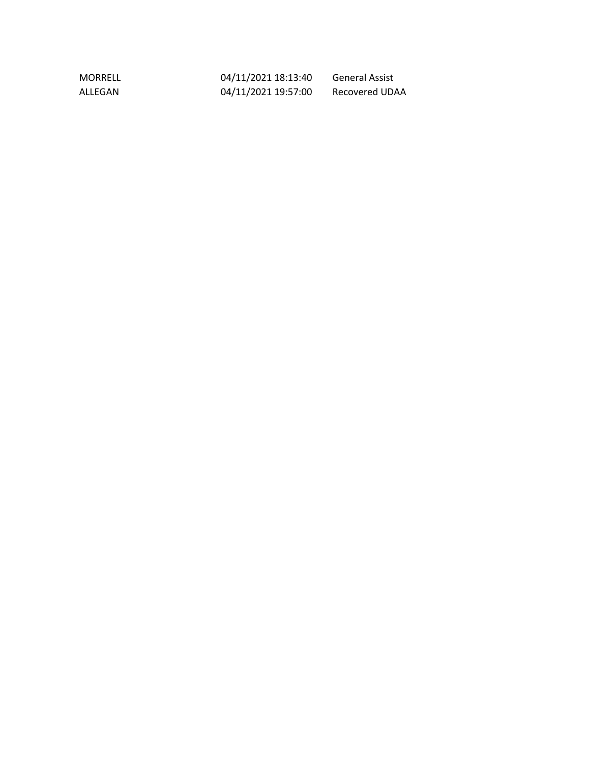| | | |
|---|---|---|
| MORRELL | 04/11/2021 18:13:40 | General Assist |
| ALLEGAN | 04/11/2021 19:57:00 | Recovered UDAA |